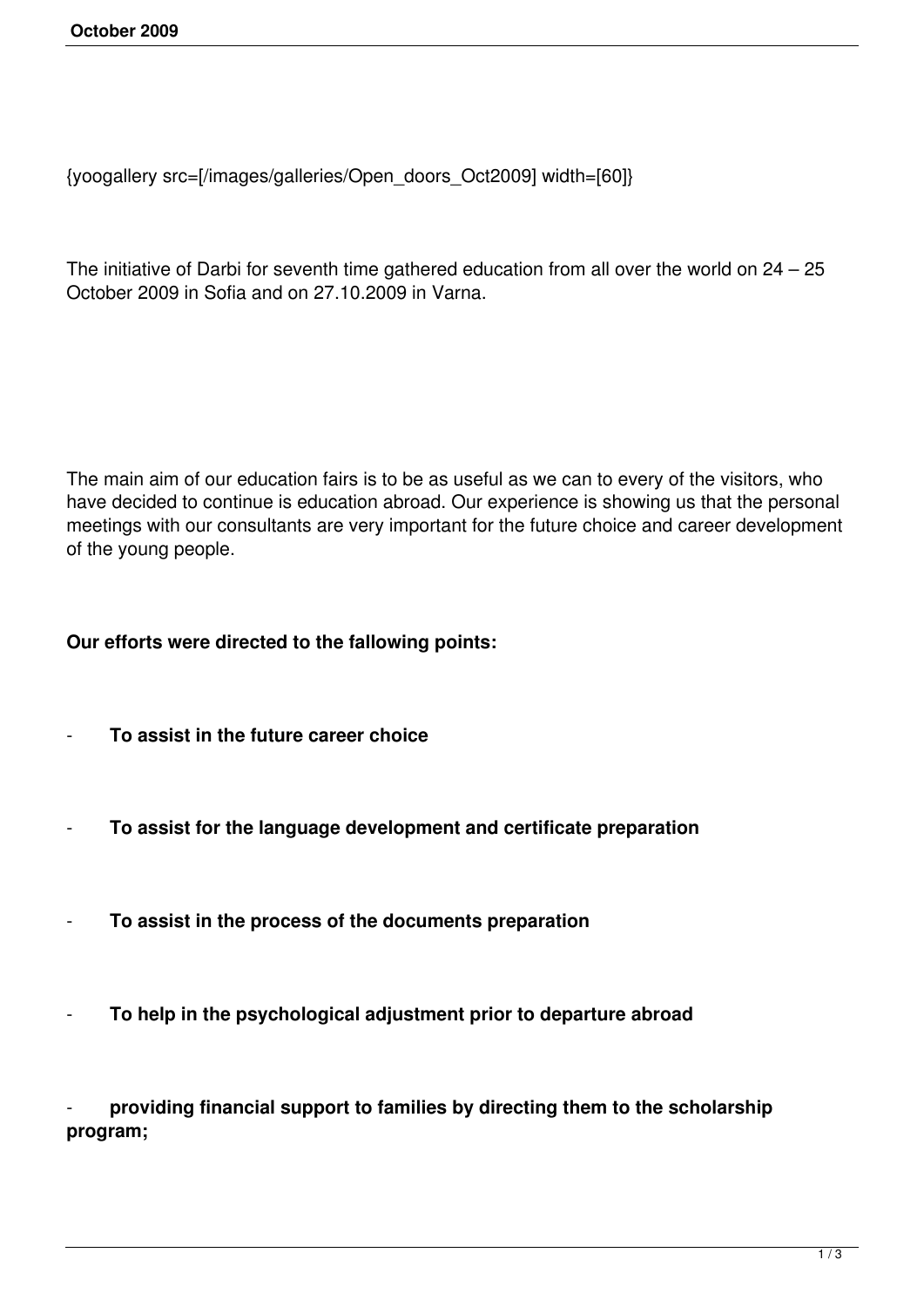{yoogallery src=[/images/galleries/Open_doors_Oct2009] width=[60]}

The initiative of Darbi for seventh time gathered education from all over the world on 24 – 25 October 2009 in Sofia and on 27.10.2009 in Varna.

The main aim of our education fairs is to be as useful as we can to every of the visitors, who have decided to continue is education abroad. Our experience is showing us that the personal meetings with our consultants are very important for the future choice and career development of the young people.

**Our efforts were directed to the fallowing points:**

- **To assist in the future career choice**
- **To assist for the language development and certificate preparation**
- **To assist in the process of the documents preparation**
- **To help in the psychological adjustment prior to departure abroad**
- **providing financial support to families by directing them to the scholarship program;**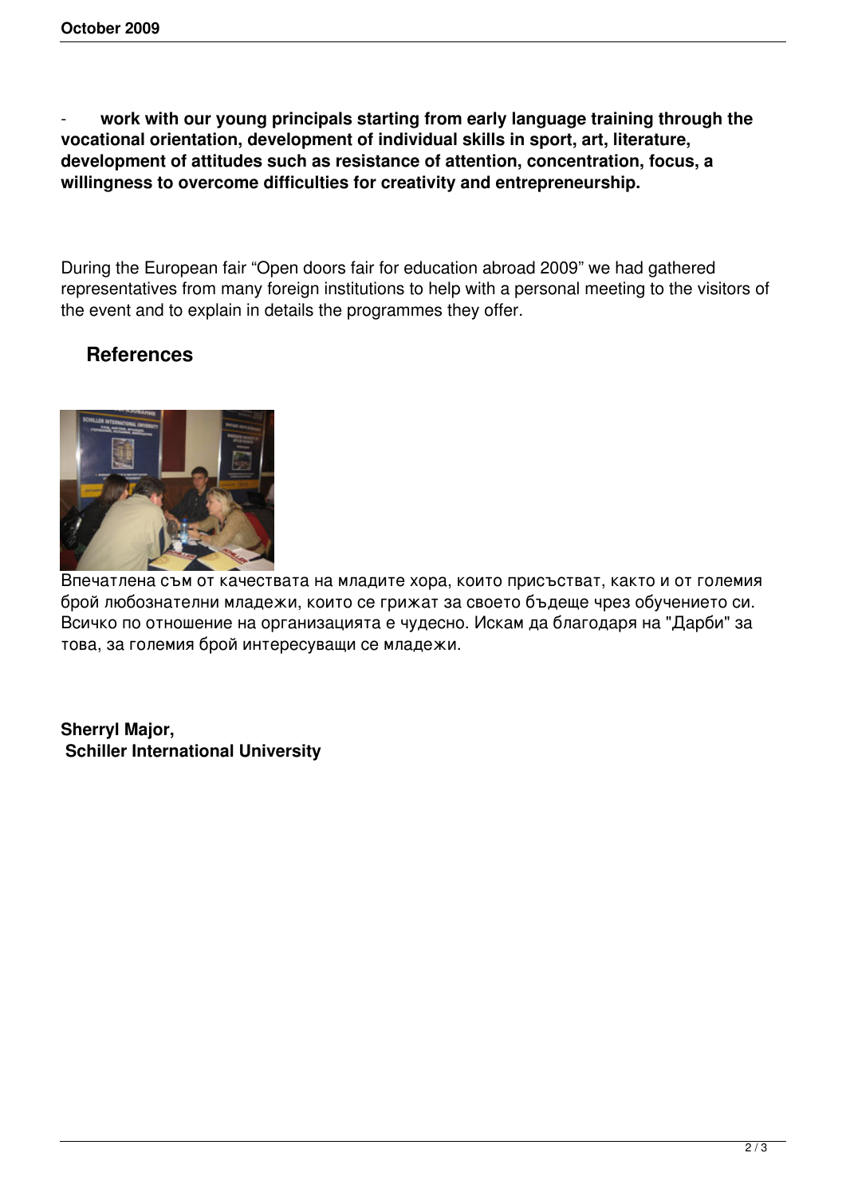- **work with our young principals starting from early language training through the vocational orientation, development of individual skills in sport, art, literature, development of attitudes such as resistance of attention, concentration, focus, a willingness to overcome difficulties for creativity and entrepreneurship.**

During the European fair “Open doors fair for education abroad 2009” we had gathered representatives from many foreign institutions to help with a personal meeting to the visitors of the event and to explain in details the programmes they offer.

## References

Впечатлена съм от качествата на младите хора, които присъстват, както и от големия брой любознателни младежи, които се грижат за своето бъдеще чрез обучението си. Всичко по отношение на организацията е чудесно. Искам да благодаря на "Дарби" за това, за големия брой интересуващи се младежи.

**Sherryl Major,**
**Schiller International University**